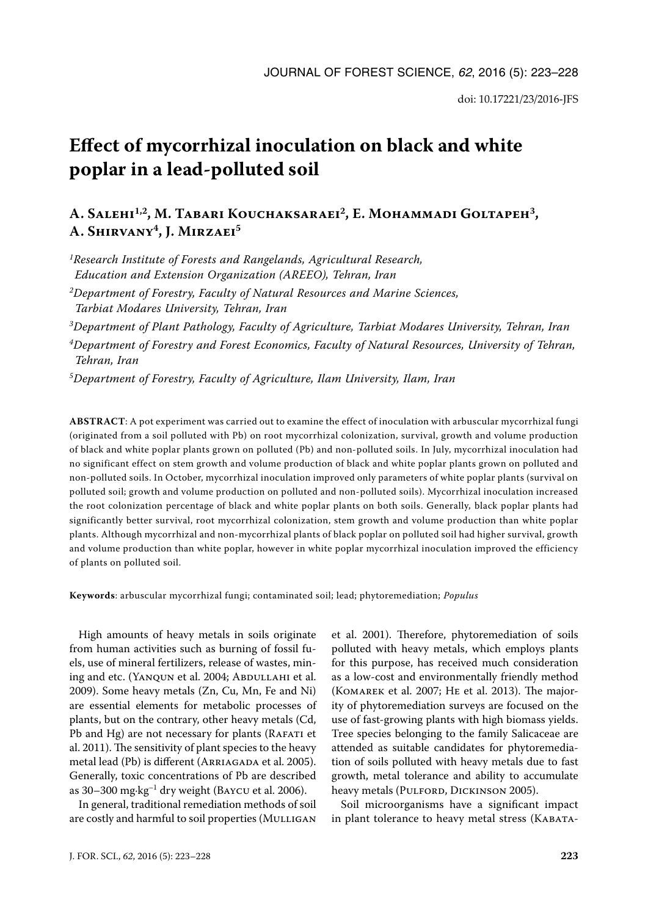doi: 10.17221/23/2016-JFS

# Effect of mycorrhizal inoculation on black and white poplar in a lead-polluted soil

**A. Salehi[1,2], M. Tabari Kouchaksaraei[2], E. Mohammadi Goltapeh[3], A. Shirvany[4], J. Mirzaei[5]**

*[1]Research Institute of Forests and Rangelands, Agricultural Research, Education and Extension Organization (AREEO), Tehran, Iran*

*[2]Department of Forestry, Faculty of Natural Resources and Marine Sciences, Tarbiat Modares University, Tehran, Iran*

*[3]Department of Plant Pathology, Faculty of Agriculture, Tarbiat Modares University, Tehran, Iran*

*[4]Department of Forestry and Forest Economics, Faculty of Natural Resources, University of Tehran, Tehran, Iran*

*[5]Department of Forestry, Faculty of Agriculture, Ilam University, Ilam, Iran*

**ABSTRACT**: A pot experiment was carried out to examine the effect of inoculation with arbuscular mycorrhizal fungi (originated from a soil polluted with Pb) on root mycorrhizal colonization, survival, growth and volume production of black and white poplar plants grown on polluted (Pb) and non-polluted soils. In July, mycorrhizal inoculation had no significant effect on stem growth and volume production of black and white poplar plants grown on polluted and non-polluted soils. In October, mycorrhizal inoculation improved only parameters of white poplar plants (survival on polluted soil; growth and volume production on polluted and non-polluted soils). Mycorrhizal inoculation increased the root colonization percentage of black and white poplar plants on both soils. Generally, black poplar plants had significantly better survival, root mycorrhizal colonization, stem growth and volume production than white poplar plants. Although mycorrhizal and non-mycorrhizal plants of black poplar on polluted soil had higher survival, growth and volume production than white poplar, however in white poplar mycorrhizal inoculation improved the efficiency of plants on polluted soil.

**Keywords**: arbuscular mycorrhizal fungi; contaminated soil; lead; phytoremediation; *Populus*

High amounts of heavy metals in soils originate from human activities such as burning of fossil fuels, use of mineral fertilizers, release of wastes, mining and etc. (Yanqun et al. 2004; Abdullahi et al. 2009). Some heavy metals (Zn, Cu, Mn, Fe and Ni) are essential elements for metabolic processes of plants, but on the contrary, other heavy metals (Cd, Pb and Hg) are not necessary for plants (Rafati et al. 2011). The sensitivity of plant species to the heavy metal lead (Pb) is different (Arriagada et al. 2005). Generally, toxic concentrations of Pb are described as 30–300 $mg \cdot kg^{-1}$ dry weight (Baycu et al. 2006).

In general, traditional remediation methods of soil are costly and harmful to soil properties (Mulligan et al. 2001). Therefore, phytoremediation of soils polluted with heavy metals, which employs plants for this purpose, has received much consideration as a low-cost and environmentally friendly method (Komarek et al. 2007; He et al. 2013). The majority of phytoremediation surveys are focused on the use of fast-growing plants with high biomass yields. Tree species belonging to the family Salicaceae are attended as suitable candidates for phytoremediation of soils polluted with heavy metals due to fast growth, metal tolerance and ability to accumulate heavy metals (Pulford, Dickinson 2005).

Soil microorganisms have a significant impact in plant tolerance to heavy metal stress (Kabata-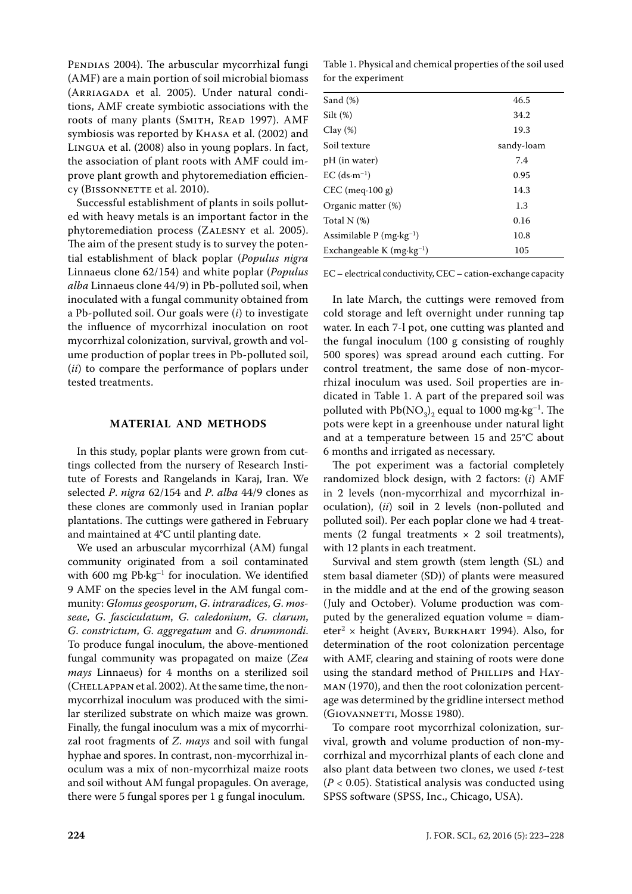Pendias 2004). The arbuscular mycorrhizal fungi (AMF) are a main portion of soil microbial biomass (Arriagada et al. 2005). Under natural conditions, AMF create symbiotic associations with the roots of many plants (Smith, Read 1997). AMF symbiosis was reported by Khasa et al. (2002) and Lingua et al. (2008) also in young poplars. In fact, the association of plant roots with AMF could improve plant growth and phytoremediation efficiency (Bissonnette et al. 2010).

Successful establishment of plants in soils polluted with heavy metals is an important factor in the phytoremediation process (Zalesny et al. 2005). The aim of the present study is to survey the potential establishment of black poplar (*Populus nigra* Linnaeus clone 62/154) and white poplar (*Populus alba* Linnaeus clone 44/9) in Pb-polluted soil, when inoculated with a fungal community obtained from a Pb-polluted soil. Our goals were (*i*) to investigate the influence of mycorrhizal inoculation on root mycorrhizal colonization, survival, growth and volume production of poplar trees in Pb-polluted soil, (*ii*) to compare the performance of poplars under tested treatments.

## MATERIAL AND METHODS

In this study, poplar plants were grown from cuttings collected from the nursery of Research Institute of Forests and Rangelands in Karaj, Iran. We selected *P. nigra* 62/154 and *P. alba* 44/9 clones as these clones are commonly used in Iranian poplar plantations. The cuttings were gathered in February and maintained at 4°C until planting date.

We used an arbuscular mycorrhizal (AM) fungal community originated from a soil contaminated with 600 mg $Pb \cdot kg^{-1}$ for inoculation. We identified 9 AMF on the species level in the AM fungal community: *Glomus geosporum*, *G. intraradices*, *G. mosseae*, *G. fasciculatum*, *G. caledonium*, *G. clarum*, *G. constrictum*, *G. aggregatum* and *G. drummondi*. To produce fungal inoculum, the above-mentioned fungal community was propagated on maize (*Zea mays* Linnaeus) for 4 months on a sterilized soil (Chellappan et al. 2002). At the same time, the non-mycorrhizal inoculum was produced with the similar sterilized substrate on which maize was grown. Finally, the fungal inoculum was a mix of mycorrhizal root fragments of *Z. mays* and soil with fungal hyphae and spores. In contrast, non-mycorrhizal inoculum was a mix of non-mycorrhizal maize roots and soil without AM fungal propagules. On average, there were 5 fungal spores per 1 g fungal inoculum.

Table 1. Physical and chemical properties of the soil used for the experiment

| | |
|---|---|
| Sand (%) | 46.5 |
| Silt (%) | 34.2 |
| Clay (%) | 19.3 |
| Soil texture | sandy-loam |
| pH (in water) | 7.4 |
| EC ($ds \cdot m^{-1}$) | 0.95 |
| CEC (meq·100 g) | 14.3 |
| Organic matter (%) | 1.3 |
| Total N (%) | 0.16 |
| Assimilable P ($mg \cdot kg^{-1}$) | 10.8 |
| Exchangeable K ($mg \cdot kg^{-1}$) | 105 |

EC – electrical conductivity, CEC – cation-exchange capacity

In late March, the cuttings were removed from cold storage and left overnight under running tap water. In each 7-l pot, one cutting was planted and the fungal inoculum (100 g consisting of roughly 500 spores) was spread around each cutting. For control treatment, the same dose of non-mycorrhizal inoculum was used. Soil properties are indicated in Table 1. A part of the prepared soil was polluted with $Pb(NO_3)_2$ equal to 1000 $mg \cdot kg^{-1}$. The pots were kept in a greenhouse under natural light and at a temperature between 15 and 25°C about 6 months and irrigated as necessary.

The pot experiment was a factorial completely randomized block design, with 2 factors: (*i*) AMF in 2 levels (non-mycorrhizal and mycorrhizal inoculation), (*ii*) soil in 2 levels (non-polluted and polluted soil). Per each poplar clone we had 4 treatments (2 fungal treatments × 2 soil treatments), with 12 plants in each treatment.

Survival and stem growth (stem length (SL) and stem basal diameter (SD)) of plants were measured in the middle and at the end of the growing season (July and October). Volume production was computed by the generalized equation volume = diameter$^2$ × height (Avery, Burkhart 1994). Also, for determination of the root colonization percentage with AMF, clearing and staining of roots were done using the standard method of Phillips and Hayman (1970), and then the root colonization percentage was determined by the gridline intersect method (Giovannetti, Mosse 1980).

To compare root mycorrhizal colonization, survival, growth and volume production of non-mycorrhizal and mycorrhizal plants of each clone and also plant data between two clones, we used *t*-test ($P < 0.05$). Statistical analysis was conducted using SPSS software (SPSS, Inc., Chicago, USA).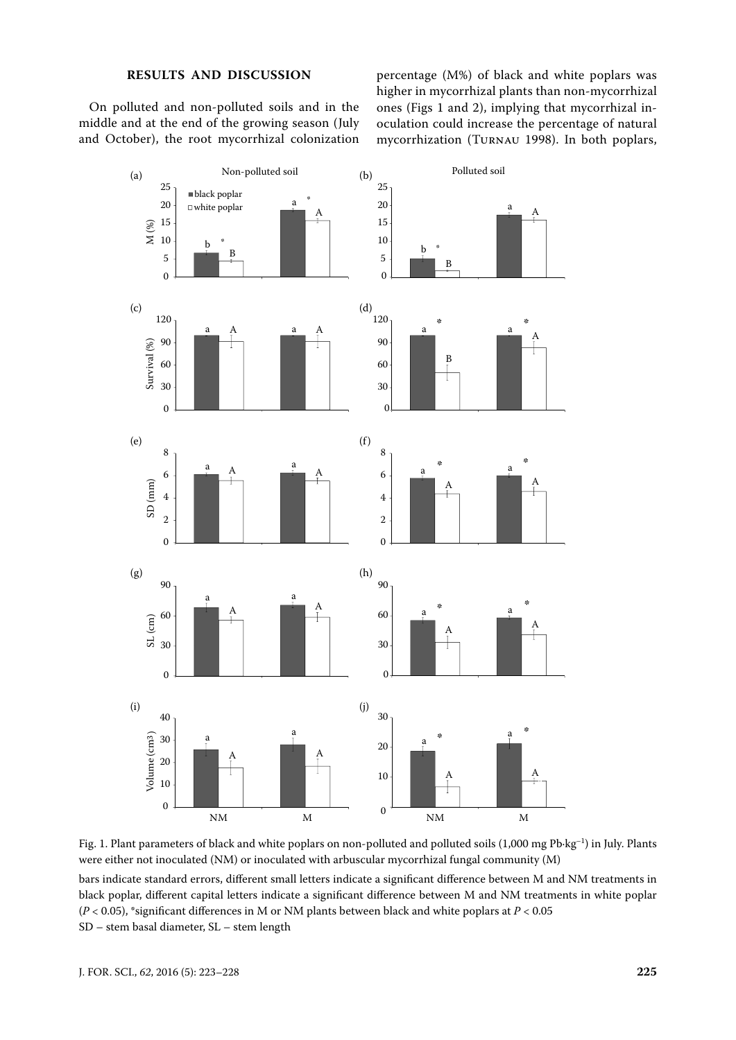## RESULTS AND DISCUSSION

On polluted and non-polluted soils and in the middle and at the end of the growing season (July and October), the root mycorrhizal colonization percentage (M%) of black and white poplars was higher in mycorrhizal plants than non-mycorrhizal ones (Figs 1 and 2), implying that mycorrhizal inoculation could increase the percentage of natural mycorrhization (Turnau 1998). In both poplars,

Fig. 1. Plant parameters of black and white poplars on non-polluted and polluted soils (1,000 mg Pb·kg$^{-1}$) in July. Plants were either not inoculated (NM) or inoculated with arbuscular mycorrhizal fungal community (M)

bars indicate standard errors, different small letters indicate a significant difference between M and NM treatments in black poplar, different capital letters indicate a significant difference between M and NM treatments in white poplar ($P < 0.05$), *significant differences in M or NM plants between black and white poplars at $P < 0.05$

SD – stem basal diameter, SL – stem length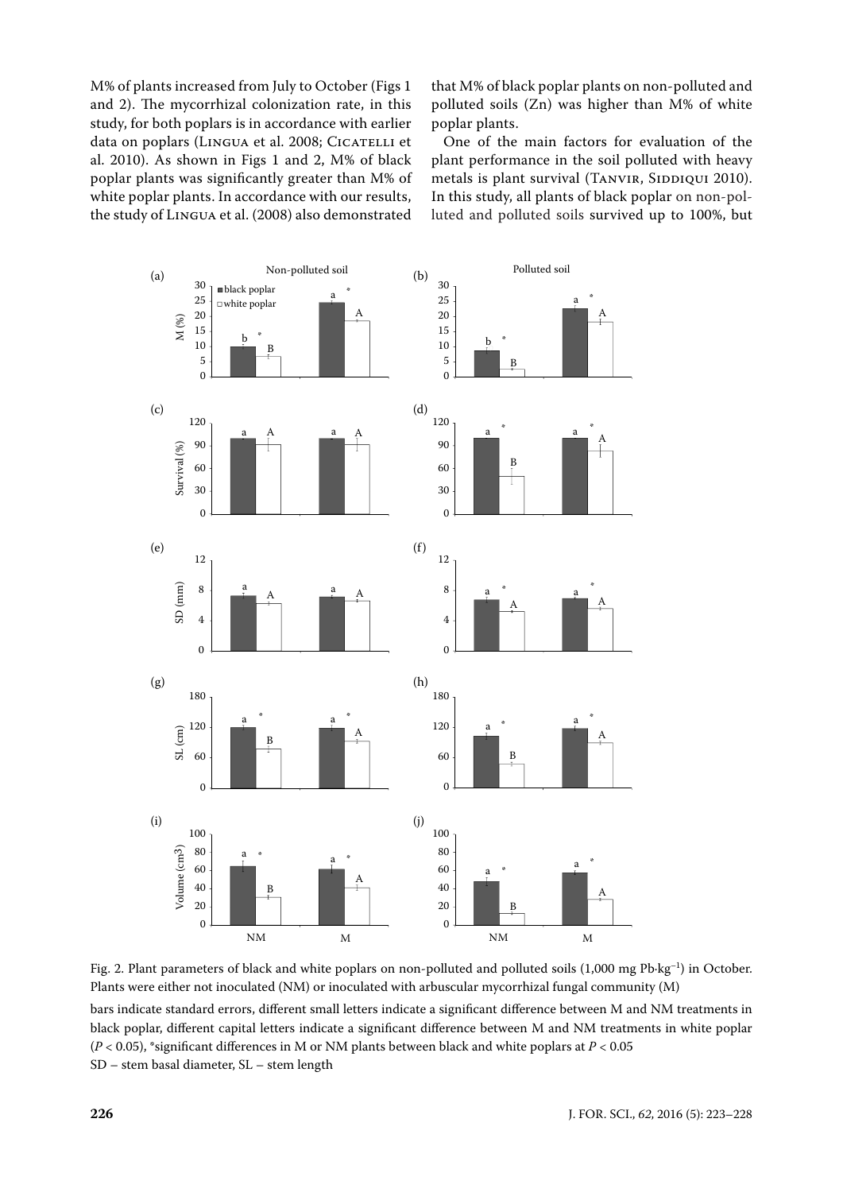M% of plants increased from July to October (Figs 1 and 2). The mycorrhizal colonization rate, in this study, for both poplars is in accordance with earlier data on poplars (Lingua et al. 2008; Cicatelli et al. 2010). As shown in Figs 1 and 2, M% of black poplar plants was significantly greater than M% of white poplar plants. In accordance with our results, the study of Lingua et al. (2008) also demonstrated that M% of black poplar plants on non-polluted and polluted soils (Zn) was higher than M% of white poplar plants.

One of the main factors for evaluation of the plant performance in the soil polluted with heavy metals is plant survival (Tanvir, Siddiqui 2010). In this study, all plants of black poplar on non-polluted and polluted soils survived up to 100%, but

Fig. 2. Plant parameters of black and white poplars on non-polluted and polluted soils (1,000 mg Pb·kg$^{-1}$) in October. Plants were either not inoculated (NM) or inoculated with arbuscular mycorrhizal fungal community (M)

bars indicate standard errors, different small letters indicate a significant difference between M and NM treatments in black poplar, different capital letters indicate a significant difference between M and NM treatments in white poplar ($P < 0.05$), *significant differences in M or NM plants between black and white poplars at $P < 0.05$

SD – stem basal diameter, SL – stem length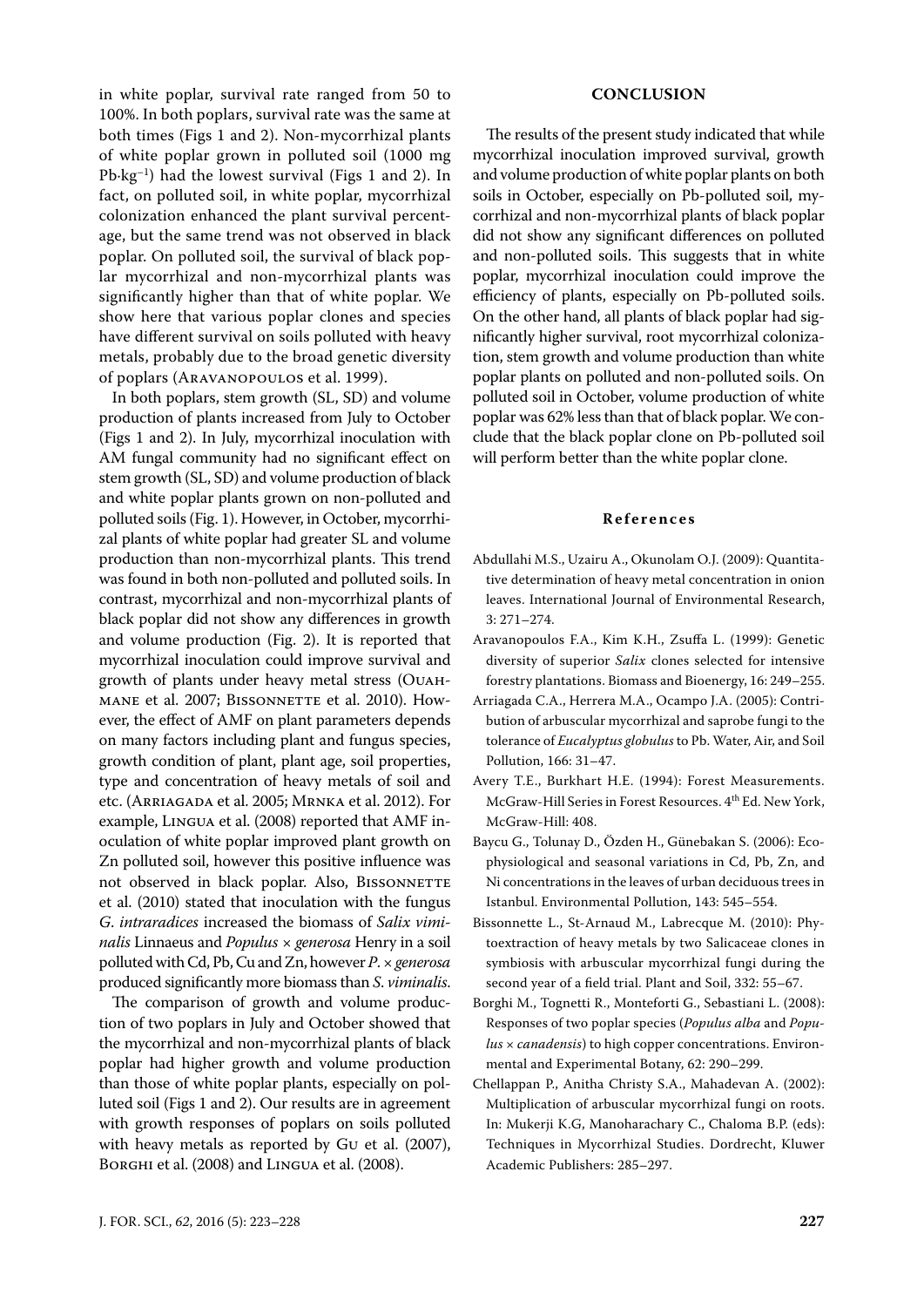in white poplar, survival rate ranged from 50 to 100%. In both poplars, survival rate was the same at both times (Figs 1 and 2). Non-mycorrhizal plants of white poplar grown in polluted soil (1000 mg Pb·kg$^{-1}$) had the lowest survival (Figs 1 and 2). In fact, on polluted soil, in white poplar, mycorrhizal colonization enhanced the plant survival percentage, but the same trend was not observed in black poplar. On polluted soil, the survival of black poplar mycorrhizal and non-mycorrhizal plants was significantly higher than that of white poplar. We show here that various poplar clones and species have different survival on soils polluted with heavy metals, probably due to the broad genetic diversity of poplars (Aravanopoulos et al. 1999).

In both poplars, stem growth (SL, SD) and volume production of plants increased from July to October (Figs 1 and 2). In July, mycorrhizal inoculation with AM fungal community had no significant effect on stem growth (SL, SD) and volume production of black and white poplar plants grown on non-polluted and polluted soils (Fig. 1). However, in October, mycorrhizal plants of white poplar had greater SL and volume production than non-mycorrhizal plants. This trend was found in both non-polluted and polluted soils. In contrast, mycorrhizal and non-mycorrhizal plants of black poplar did not show any differences in growth and volume production (Fig. 2). It is reported that mycorrhizal inoculation could improve survival and growth of plants under heavy metal stress (Ouahmane et al. 2007; Bissonnette et al. 2010). However, the effect of AMF on plant parameters depends on many factors including plant and fungus species, growth condition of plant, plant age, soil properties, type and concentration of heavy metals of soil and etc. (Arriagada et al. 2005; Mrnka et al. 2012). For example, Lingua et al. (2008) reported that AMF inoculation of white poplar improved plant growth on Zn polluted soil, however this positive influence was not observed in black poplar. Also, Bissonnette et al. (2010) stated that inoculation with the fungus *G. intraradices* increased the biomass of *Salix viminalis* Linnaeus and *Populus* × *generosa* Henry in a soil polluted with Cd, Pb, Cu and Zn, however *P.* × *generosa* produced significantly more biomass than *S. viminalis*.

The comparison of growth and volume production of two poplars in July and October showed that the mycorrhizal and non-mycorrhizal plants of black poplar had higher growth and volume production than those of white poplar plants, especially on polluted soil (Figs 1 and 2). Our results are in agreement with growth responses of poplars on soils polluted with heavy metals as reported by Gu et al. (2007), Borghi et al. (2008) and Lingua et al. (2008).

## CONCLUSION

The results of the present study indicated that while mycorrhizal inoculation improved survival, growth and volume production of white poplar plants on both soils in October, especially on Pb-polluted soil, mycorrhizal and non-mycorrhizal plants of black poplar did not show any significant differences on polluted and non-polluted soils. This suggests that in white poplar, mycorrhizal inoculation could improve the efficiency of plants, especially on Pb-polluted soils. On the other hand, all plants of black poplar had significantly higher survival, root mycorrhizal colonization, stem growth and volume production than white poplar plants on polluted and non-polluted soils. On polluted soil in October, volume production of white poplar was 62% less than that of black poplar. We conclude that the black poplar clone on Pb-polluted soil will perform better than the white poplar clone.

## References

Abdullahi M.S., Uzairu A., Okunolam O.J. (2009): Quantitative determination of heavy metal concentration in onion leaves. International Journal of Environmental Research, 3: 271–274.

Aravanopoulos F.A., Kim K.H., Zsuffa L. (1999): Genetic diversity of superior *Salix* clones selected for intensive forestry plantations. Biomass and Bioenergy, 16: 249–255.

Arriagada C.A., Herrera M.A., Ocampo J.A. (2005): Contribution of arbuscular mycorrhizal and saprobe fungi to the tolerance of *Eucalyptus globulus* to Pb. Water, Air, and Soil Pollution, 166: 31–47.

Avery T.E., Burkhart H.E. (1994): Forest Measurements. McGraw-Hill Series in Forest Resources. 4th Ed. New York, McGraw-Hill: 408.

Baycu G., Tolunay D., Özden H., Günebakan S. (2006): Ecophysiological and seasonal variations in Cd, Pb, Zn, and Ni concentrations in the leaves of urban deciduous trees in Istanbul. Environmental Pollution, 143: 545–554.

Bissonnette L., St-Arnaud M., Labrecque M. (2010): Phytoextraction of heavy metals by two Salicaceae clones in symbiosis with arbuscular mycorrhizal fungi during the second year of a field trial. Plant and Soil, 332: 55–67.

Borghi M., Tognetti R., Monteforti G., Sebastiani L. (2008): Responses of two poplar species (*Populus alba* and *Populus* × *canadensis*) to high copper concentrations. Environmental and Experimental Botany, 62: 290–299.

Chellappan P., Anitha Christy S.A., Mahadevan A. (2002): Multiplication of arbuscular mycorrhizal fungi on roots. In: Mukerji K.G, Manoharachary C., Chaloma B.P. (eds): Techniques in Mycorrhizal Studies. Dordrecht, Kluwer Academic Publishers: 285–297.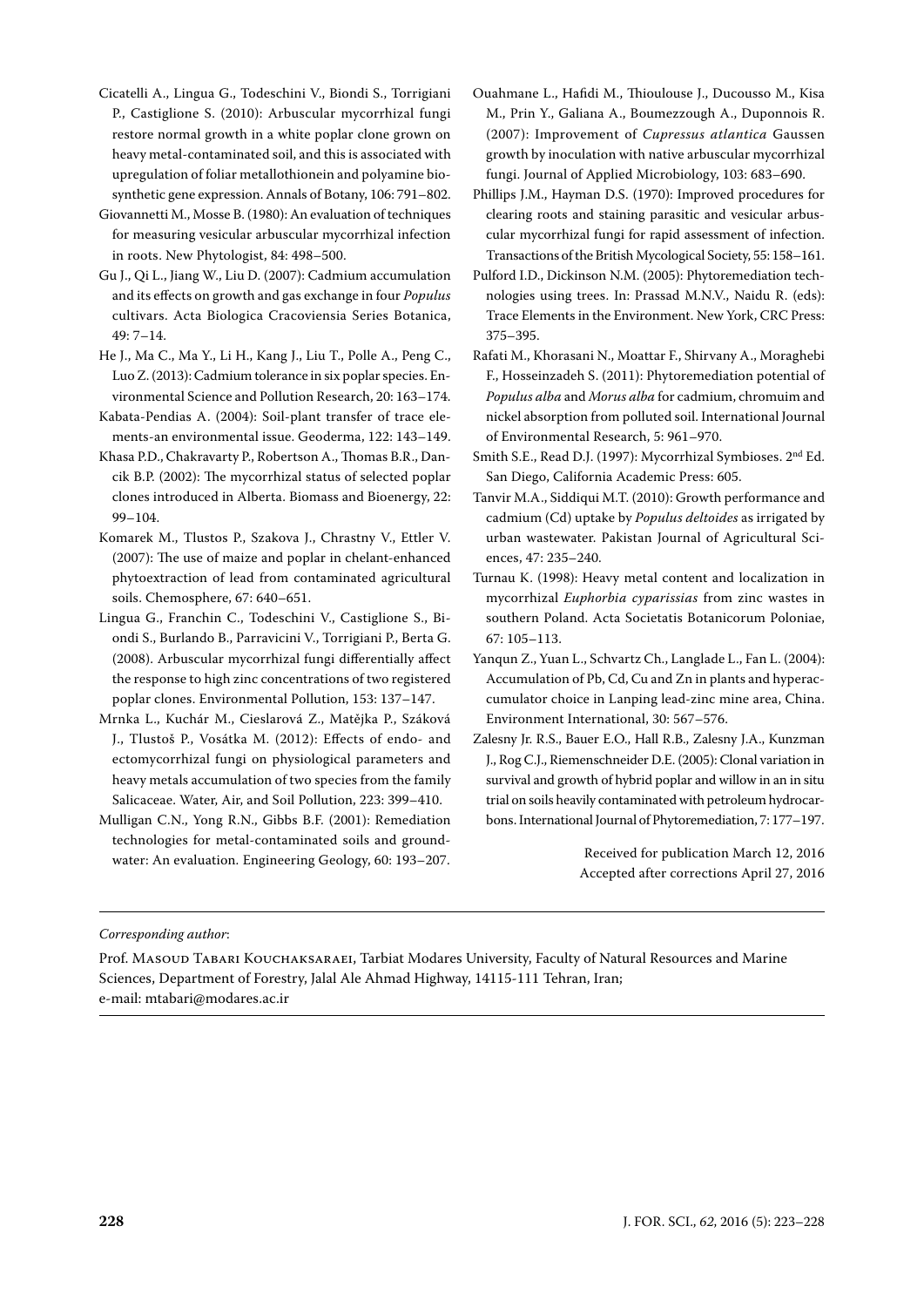Cicatelli A., Lingua G., Todeschini V., Biondi S., Torrigiani P., Castiglione S. (2010): Arbuscular mycorrhizal fungi restore normal growth in a white poplar clone grown on heavy metal-contaminated soil, and this is associated with upregulation of foliar metallothionein and polyamine biosynthetic gene expression. Annals of Botany, 106: 791–802.

Giovannetti M., Mosse B. (1980): An evaluation of techniques for measuring vesicular arbuscular mycorrhizal infection in roots. New Phytologist, 84: 498–500.

Gu J., Qi L., Jiang W., Liu D. (2007): Cadmium accumulation and its effects on growth and gas exchange in four *Populus* cultivars. Acta Biologica Cracoviensia Series Botanica, 49: 7–14.

He J., Ma C., Ma Y., Li H., Kang J., Liu T., Polle A., Peng C., Luo Z. (2013): Cadmium tolerance in six poplar species. Environmental Science and Pollution Research, 20: 163–174.

Kabata-Pendias A. (2004): Soil-plant transfer of trace elements-an environmental issue. Geoderma, 122: 143–149.

Khasa P.D., Chakravarty P., Robertson A., Thomas B.R., Dancik B.P. (2002): The mycorrhizal status of selected poplar clones introduced in Alberta. Biomass and Bioenergy, 22: 99–104.

Komarek M., Tlustos P., Szakova J., Chrastny V., Ettler V. (2007): The use of maize and poplar in chelant-enhanced phytoextraction of lead from contaminated agricultural soils. Chemosphere, 67: 640–651.

Lingua G., Franchin C., Todeschini V., Castiglione S., Biondi S., Burlando B., Parravicini V., Torrigiani P., Berta G. (2008). Arbuscular mycorrhizal fungi differentially affect the response to high zinc concentrations of two registered poplar clones. Environmental Pollution, 153: 137–147.

Mrnka L., Kuchár M., Cieslarová Z., Matějka P., Száková J., Tlustoš P., Vosátka M. (2012): Effects of endo- and ectomycorrhizal fungi on physiological parameters and heavy metals accumulation of two species from the family Salicaceae. Water, Air, and Soil Pollution, 223: 399–410.

Mulligan C.N., Yong R.N., Gibbs B.F. (2001): Remediation technologies for metal-contaminated soils and groundwater: An evaluation. Engineering Geology, 60: 193–207.

Ouahmane L., Hafidi M., Thioulouse J., Ducousso M., Kisa M., Prin Y., Galiana A., Boumezzough A., Duponnois R. (2007): Improvement of *Cupressus atlantica* Gaussen growth by inoculation with native arbuscular mycorrhizal fungi. Journal of Applied Microbiology, 103: 683–690.

Phillips J.M., Hayman D.S. (1970): Improved procedures for clearing roots and staining parasitic and vesicular arbuscular mycorrhizal fungi for rapid assessment of infection. Transactions of the British Mycological Society, 55: 158–161.

Pulford I.D., Dickinson N.M. (2005): Phytoremediation technologies using trees. In: Prassad M.N.V., Naidu R. (eds): Trace Elements in the Environment. New York, CRC Press: 375–395.

Rafati M., Khorasani N., Moattar F., Shirvany A., Moraghebi F., Hosseinzadeh S. (2011): Phytoremediation potential of *Populus alba* and *Morus alba* for cadmium, chromuim and nickel absorption from polluted soil. International Journal of Environmental Research, 5: 961–970.

Smith S.E., Read D.J. (1997): Mycorrhizal Symbioses. 2nd Ed. San Diego, California Academic Press: 605.

Tanvir M.A., Siddiqui M.T. (2010): Growth performance and cadmium (Cd) uptake by *Populus deltoides* as irrigated by urban wastewater. Pakistan Journal of Agricultural Sciences, 47: 235–240.

Turnau K. (1998): Heavy metal content and localization in mycorrhizal *Euphorbia cyparissias* from zinc wastes in southern Poland. Acta Societatis Botanicorum Poloniae, 67: 105–113.

Yanqun Z., Yuan L., Schvartz Ch., Langlade L., Fan L. (2004): Accumulation of Pb, Cd, Cu and Zn in plants and hyperaccumulator choice in Lanping lead-zinc mine area, China. Environment International, 30: 567–576.

Zalesny Jr. R.S., Bauer E.O., Hall R.B., Zalesny J.A., Kunzman J., Rog C.J., Riemenschneider D.E. (2005): Clonal variation in survival and growth of hybrid poplar and willow in an in situ trial on soils heavily contaminated with petroleum hydrocarbons. International Journal of Phytoremediation, 7: 177–197.

Received for publication March 12, 2016
Accepted after corrections April 27, 2016

*Corresponding author*:

Prof. Masoud Tabari Kouchaksaraei, Tarbiat Modares University, Faculty of Natural Resources and Marine Sciences, Department of Forestry, Jalal Ale Ahmad Highway, 14115-111 Tehran, Iran;
e-mail: mtabari@modares.ac.ir